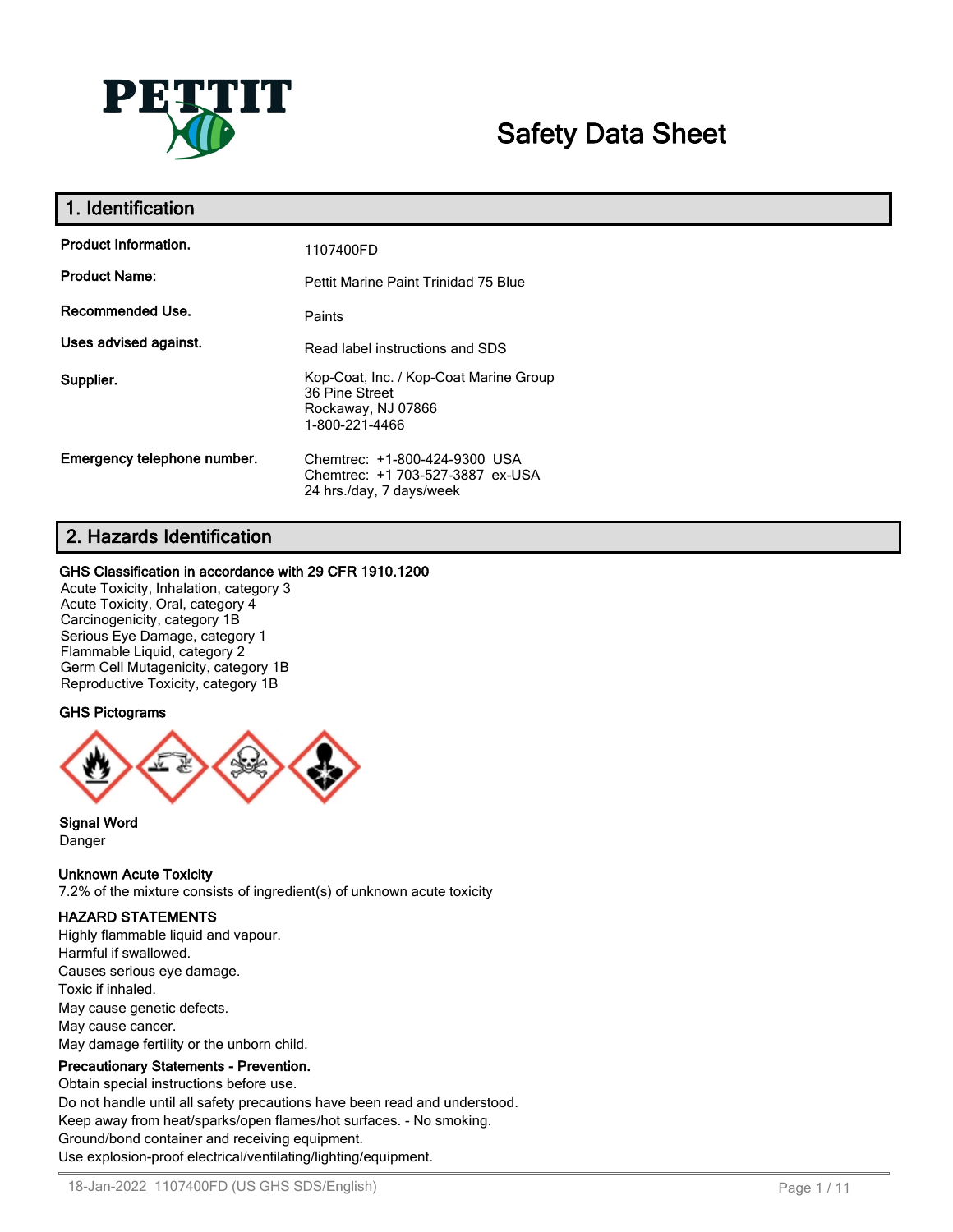PETTIT

# Safety Data Sheet

## 1. Identification

| | |
|---|---|
| **Product Information.** | 1107400FD |
| **Product Name:** | Pettit Marine Paint Trinidad 75 Blue |
| **Recommended Use.** | Paints |
| **Uses advised against.** | Read label instructions and SDS |
| **Supplier.** | Kop-Coat, Inc. / Kop-Coat Marine Group<br>36 Pine Street<br>Rockaway, NJ 07866<br>1-800-221-4466 |
| **Emergency telephone number.** | Chemtrec: +1-800-424-9300 USA<br>Chemtrec: +1 703-527-3887 ex-USA<br>24 hrs./day, 7 days/week |

## 2. Hazards Identification

**GHS Classification in accordance with 29 CFR 1910.1200**

Acute Toxicity, Inhalation, category 3
Acute Toxicity, Oral, category 4
Carcinogenicity, category 1B
Serious Eye Damage, category 1
Flammable Liquid, category 2
Germ Cell Mutagenicity, category 1B
Reproductive Toxicity, category 1B

**GHS Pictograms**

**Signal Word**
Danger

**Unknown Acute Toxicity**
7.2% of the mixture consists of ingredient(s) of unknown acute toxicity

**HAZARD STATEMENTS**
Highly flammable liquid and vapour.
Harmful if swallowed.
Causes serious eye damage.
Toxic if inhaled.
May cause genetic defects.
May cause cancer.
May damage fertility or the unborn child.

**Precautionary Statements - Prevention.**
Obtain special instructions before use.
Do not handle until all safety precautions have been read and understood.
Keep away from heat/sparks/open flames/hot surfaces. - No smoking.
Ground/bond container and receiving equipment.
Use explosion-proof electrical/ventilating/lighting/equipment.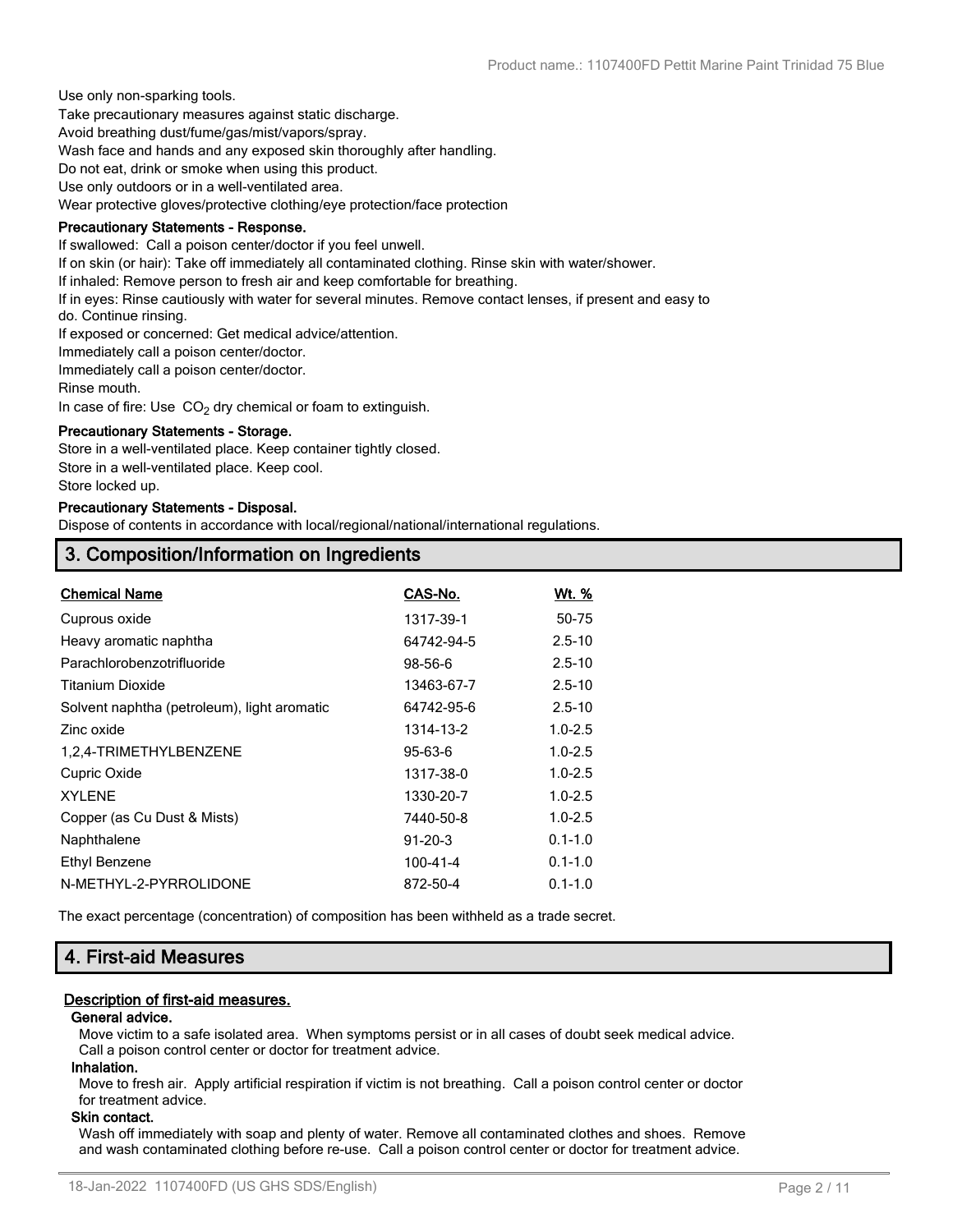Use only non-sparking tools.
Take precautionary measures against static discharge.
Avoid breathing dust/fume/gas/mist/vapors/spray.
Wash face and hands and any exposed skin thoroughly after handling.
Do not eat, drink or smoke when using this product.
Use only outdoors or in a well-ventilated area.
Wear protective gloves/protective clothing/eye protection/face protection

**Precautionary Statements - Response.**

If swallowed: Call a poison center/doctor if you feel unwell.
If on skin (or hair): Take off immediately all contaminated clothing. Rinse skin with water/shower.
If inhaled: Remove person to fresh air and keep comfortable for breathing.
If in eyes: Rinse cautiously with water for several minutes. Remove contact lenses, if present and easy to do. Continue rinsing.
If exposed or concerned: Get medical advice/attention.
Immediately call a poison center/doctor.
Immediately call a poison center/doctor.
Rinse mouth.
In case of fire: Use $CO_2$ dry chemical or foam to extinguish.

**Precautionary Statements - Storage.**

Store in a well-ventilated place. Keep container tightly closed.
Store in a well-ventilated place. Keep cool.
Store locked up.

**Precautionary Statements - Disposal.**

Dispose of contents in accordance with local/regional/national/international regulations.

## 3. Composition/Information on Ingredients

| Chemical Name | CAS-No. | Wt. % |
|---|---|---|
| Cuprous oxide | 1317-39-1 | 50-75 |
| Heavy aromatic naphtha | 64742-94-5 | 2.5-10 |
| Parachlorobenzotrifluoride | 98-56-6 | 2.5-10 |
| Titanium Dioxide | 13463-67-7 | 2.5-10 |
| Solvent naphtha (petroleum), light aromatic | 64742-95-6 | 2.5-10 |
| Zinc oxide | 1314-13-2 | 1.0-2.5 |
| 1,2,4-TRIMETHYLBENZENE | 95-63-6 | 1.0-2.5 |
| Cupric Oxide | 1317-38-0 | 1.0-2.5 |
| XYLENE | 1330-20-7 | 1.0-2.5 |
| Copper (as Cu Dust & Mists) | 7440-50-8 | 1.0-2.5 |
| Naphthalene | 91-20-3 | 0.1-1.0 |
| Ethyl Benzene | 100-41-4 | 0.1-1.0 |
| N-METHYL-2-PYRROLIDONE | 872-50-4 | 0.1-1.0 |

The exact percentage (concentration) of composition has been withheld as a trade secret.

## 4. First-aid Measures

**Description of first-aid measures.**

**General advice.**

Move victim to a safe isolated area. When symptoms persist or in all cases of doubt seek medical advice. Call a poison control center or doctor for treatment advice.

**Inhalation.**

Move to fresh air. Apply artificial respiration if victim is not breathing. Call a poison control center or doctor for treatment advice.

**Skin contact.**

Wash off immediately with soap and plenty of water. Remove all contaminated clothes and shoes. Remove and wash contaminated clothing before re-use. Call a poison control center or doctor for treatment advice.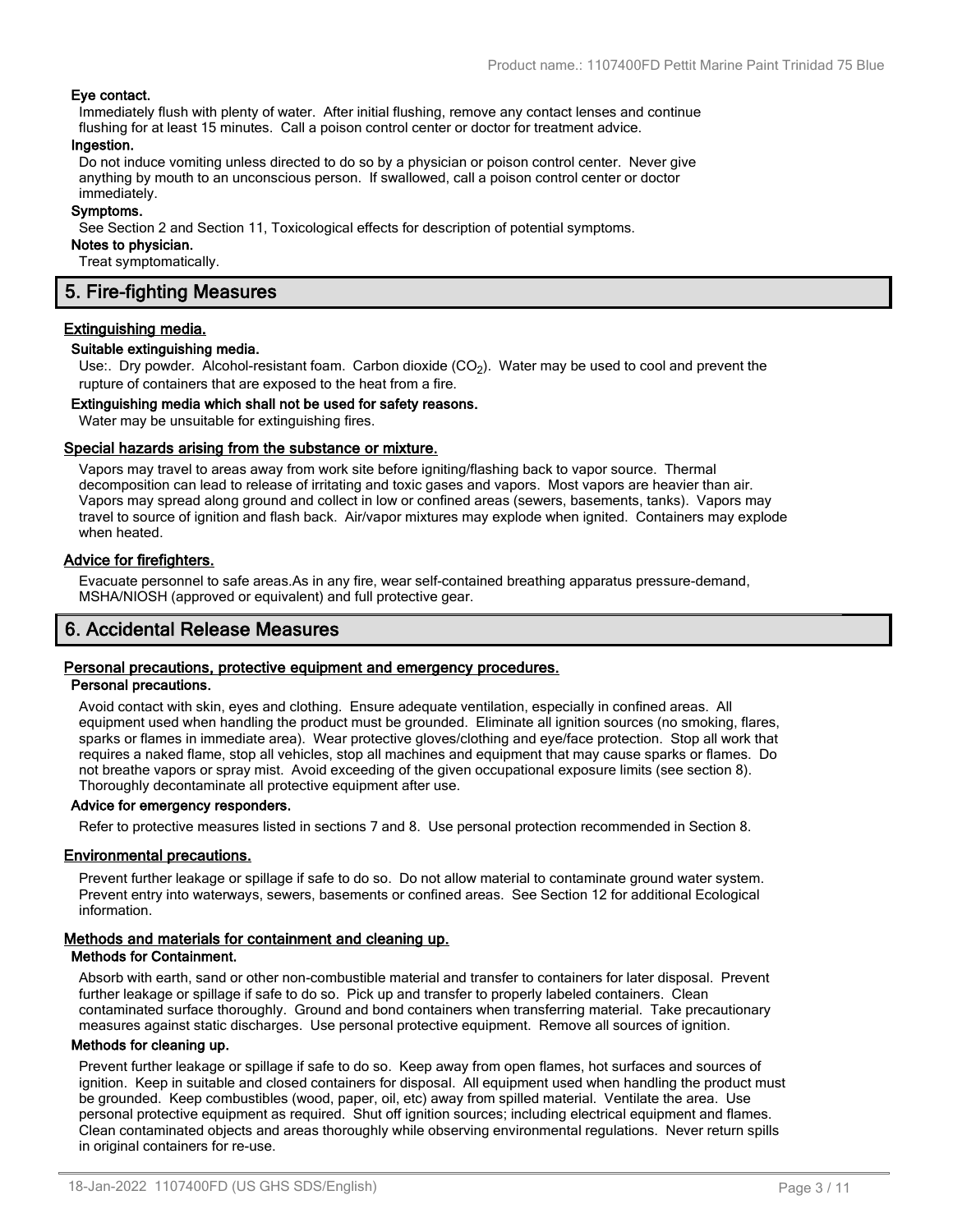**Eye contact.**

Immediately flush with plenty of water. After initial flushing, remove any contact lenses and continue flushing for at least 15 minutes. Call a poison control center or doctor for treatment advice.

**Ingestion.**

Do not induce vomiting unless directed to do so by a physician or poison control center. Never give anything by mouth to an unconscious person. If swallowed, call a poison control center or doctor immediately.

**Symptoms.**

See Section 2 and Section 11, Toxicological effects for description of potential symptoms.

**Notes to physician.**

Treat symptomatically.

## 5. Fire-fighting Measures

### Extinguishing media.

**Suitable extinguishing media.**

Use:. Dry powder. Alcohol-resistant foam. Carbon dioxide ($CO_2$). Water may be used to cool and prevent the rupture of containers that are exposed to the heat from a fire.

**Extinguishing media which shall not be used for safety reasons.**

Water may be unsuitable for extinguishing fires.

### Special hazards arising from the substance or mixture.

Vapors may travel to areas away from work site before igniting/flashing back to vapor source. Thermal decomposition can lead to release of irritating and toxic gases and vapors. Most vapors are heavier than air. Vapors may spread along ground and collect in low or confined areas (sewers, basements, tanks). Vapors may travel to source of ignition and flash back. Air/vapor mixtures may explode when ignited. Containers may explode when heated.

### Advice for firefighters.

Evacuate personnel to safe areas.As in any fire, wear self-contained breathing apparatus pressure-demand, MSHA/NIOSH (approved or equivalent) and full protective gear.

## 6. Accidental Release Measures

### Personal precautions, protective equipment and emergency procedures.

**Personal precautions.**

Avoid contact with skin, eyes and clothing. Ensure adequate ventilation, especially in confined areas. All equipment used when handling the product must be grounded. Eliminate all ignition sources (no smoking, flares, sparks or flames in immediate area). Wear protective gloves/clothing and eye/face protection. Stop all work that requires a naked flame, stop all vehicles, stop all machines and equipment that may cause sparks or flames. Do not breathe vapors or spray mist. Avoid exceeding of the given occupational exposure limits (see section 8). Thoroughly decontaminate all protective equipment after use.

**Advice for emergency responders.**

Refer to protective measures listed in sections 7 and 8. Use personal protection recommended in Section 8.

### Environmental precautions.

Prevent further leakage or spillage if safe to do so. Do not allow material to contaminate ground water system. Prevent entry into waterways, sewers, basements or confined areas. See Section 12 for additional Ecological information.

### Methods and materials for containment and cleaning up.

**Methods for Containment.**

Absorb with earth, sand or other non-combustible material and transfer to containers for later disposal. Prevent further leakage or spillage if safe to do so. Pick up and transfer to properly labeled containers. Clean contaminated surface thoroughly. Ground and bond containers when transferring material. Take precautionary measures against static discharges. Use personal protective equipment. Remove all sources of ignition.

**Methods for cleaning up.**

Prevent further leakage or spillage if safe to do so. Keep away from open flames, hot surfaces and sources of ignition. Keep in suitable and closed containers for disposal. All equipment used when handling the product must be grounded. Keep combustibles (wood, paper, oil, etc) away from spilled material. Ventilate the area. Use personal protective equipment as required. Shut off ignition sources; including electrical equipment and flames. Clean contaminated objects and areas thoroughly while observing environmental regulations. Never return spills in original containers for re-use.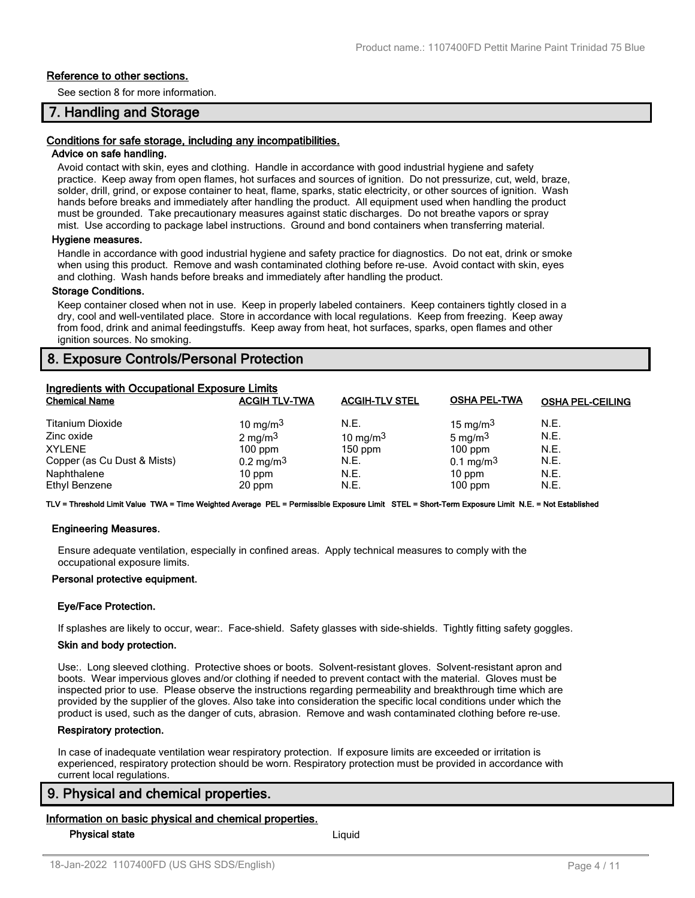#### Reference to other sections.

See section 8 for more information.

## 7. Handling and Storage

#### Conditions for safe storage, including any incompatibilities.

**Advice on safe handling.**

Avoid contact with skin, eyes and clothing. Handle in accordance with good industrial hygiene and safety practice. Keep away from open flames, hot surfaces and sources of ignition. Do not pressurize, cut, weld, braze, solder, drill, grind, or expose container to heat, flame, sparks, static electricity, or other sources of ignition. Wash hands before breaks and immediately after handling the product. All equipment used when handling the product must be grounded. Take precautionary measures against static discharges. Do not breathe vapors or spray mist. Use according to package label instructions. Ground and bond containers when transferring material.

**Hygiene measures.**

Handle in accordance with good industrial hygiene and safety practice for diagnostics. Do not eat, drink or smoke when using this product. Remove and wash contaminated clothing before re-use. Avoid contact with skin, eyes and clothing. Wash hands before breaks and immediately after handling the product.

**Storage Conditions.**

Keep container closed when not in use. Keep in properly labeled containers. Keep containers tightly closed in a dry, cool and well-ventilated place. Store in accordance with local regulations. Keep from freezing. Keep away from food, drink and animal feedingstuffs. Keep away from heat, hot surfaces, sparks, open flames and other ignition sources. No smoking.

## 8. Exposure Controls/Personal Protection

#### Ingredients with Occupational Exposure Limits

| Chemical Name | ACGIH TLV-TWA | ACGIH-TLV STEL | OSHA PEL-TWA | OSHA PEL-CEILING |
|---|---|---|---|---|
| Titanium Dioxide | 10 mg/m$^3$ | N.E. | 15 mg/m$^3$ | N.E. |
| Zinc oxide | 2 mg/m$^3$ | 10 mg/m$^3$ | 5 mg/m$^3$ | N.E. |
| XYLENE | 100 ppm | 150 ppm | 100 ppm | N.E. |
| Copper (as Cu Dust & Mists) | 0.2 mg/m$^3$ | N.E. | 0.1 mg/m$^3$ | N.E. |
| Naphthalene | 10 ppm | N.E. | 10 ppm | N.E. |
| Ethyl Benzene | 20 ppm | N.E. | 100 ppm | N.E. |

**TLV = Threshold Limit Value TWA = Time Weighted Average PEL = Permissible Exposure Limit STEL = Short-Term Exposure Limit N.E. = Not Established**

**Engineering Measures.**

Ensure adequate ventilation, especially in confined areas. Apply technical measures to comply with the occupational exposure limits.

**Personal protective equipment.**

**Eye/Face Protection.**

If splashes are likely to occur, wear:. Face-shield. Safety glasses with side-shields. Tightly fitting safety goggles.

**Skin and body protection.**

Use:. Long sleeved clothing. Protective shoes or boots. Solvent-resistant gloves. Solvent-resistant apron and boots. Wear impervious gloves and/or clothing if needed to prevent contact with the material. Gloves must be inspected prior to use. Please observe the instructions regarding permeability and breakthrough time which are provided by the supplier of the gloves. Also take into consideration the specific local conditions under which the product is used, such as the danger of cuts, abrasion. Remove and wash contaminated clothing before re-use.

**Respiratory protection.**

In case of inadequate ventilation wear respiratory protection. If exposure limits are exceeded or irritation is experienced, respiratory protection should be worn. Respiratory protection must be provided in accordance with current local regulations.

## 9. Physical and chemical properties.

#### Information on basic physical and chemical properties.

**Physical state** Liquid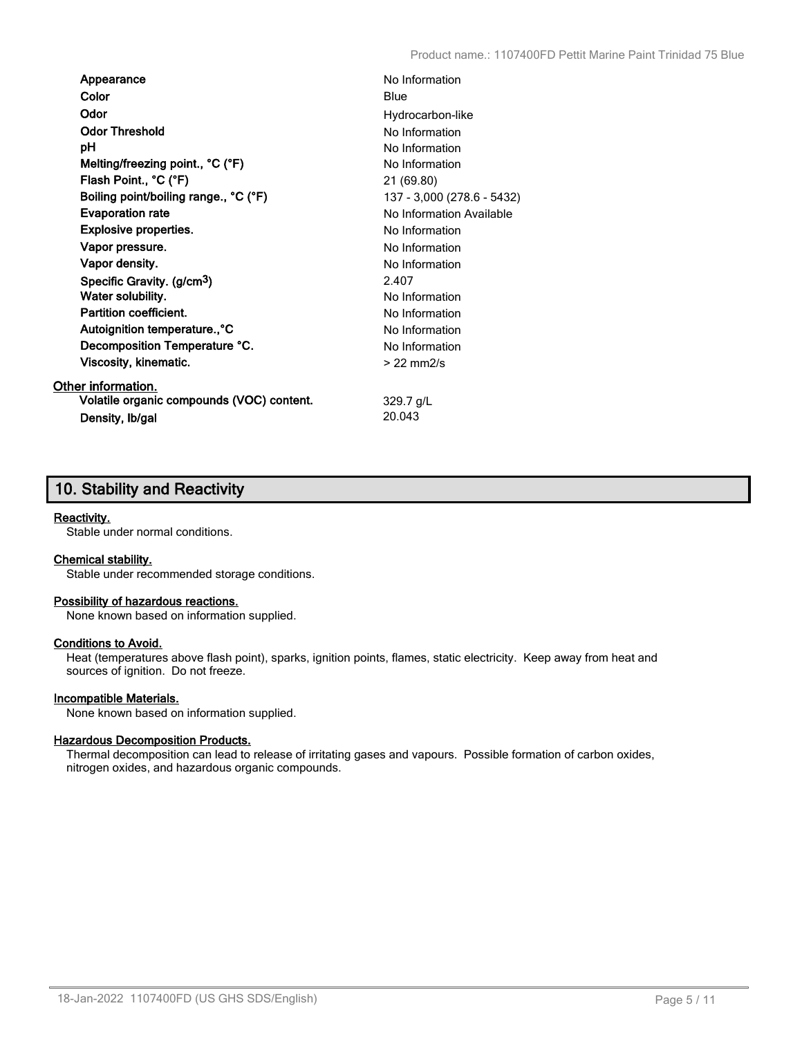| | |
|---|---|
| **Appearance** | No Information |
| **Color** | Blue |
| **Odor** | Hydrocarbon-like |
| **Odor Threshold** | No Information |
| **pH** | No Information |
| **Melting/freezing point., °C (°F)** | No Information |
| **Flash Point., °C (°F)** | 21 (69.80) |
| **Boiling point/boiling range., °C (°F)** | 137 - 3,000 (278.6 - 5432) |
| **Evaporation rate** | No Information Available |
| **Explosive properties.** | No Information |
| **Vapor pressure.** | No Information |
| **Vapor density.** | No Information |
| **Specific Gravity. (g/cm$^3$)** | 2.407 |
| **Water solubility.** | No Information |
| **Partition coefficient.** | No Information |
| **Autoignition temperature.,°C** | No Information |
| **Decomposition Temperature °C.** | No Information |
| **Viscosity, kinematic.** | > 22 mm2/s |

Other information.

| | |
|---|---|
| **Volatile organic compounds (VOC) content.** | 329.7 g/L |
| **Density, lb/gal** | 20.043 |

## 10. Stability and Reactivity

**Reactivity.**
Stable under normal conditions.

**Chemical stability.**
Stable under recommended storage conditions.

**Possibility of hazardous reactions.**
None known based on information supplied.

**Conditions to Avoid.**
Heat (temperatures above flash point), sparks, ignition points, flames, static electricity. Keep away from heat and sources of ignition. Do not freeze.

**Incompatible Materials.**
None known based on information supplied.

**Hazardous Decomposition Products.**
Thermal decomposition can lead to release of irritating gases and vapours. Possible formation of carbon oxides, nitrogen oxides, and hazardous organic compounds.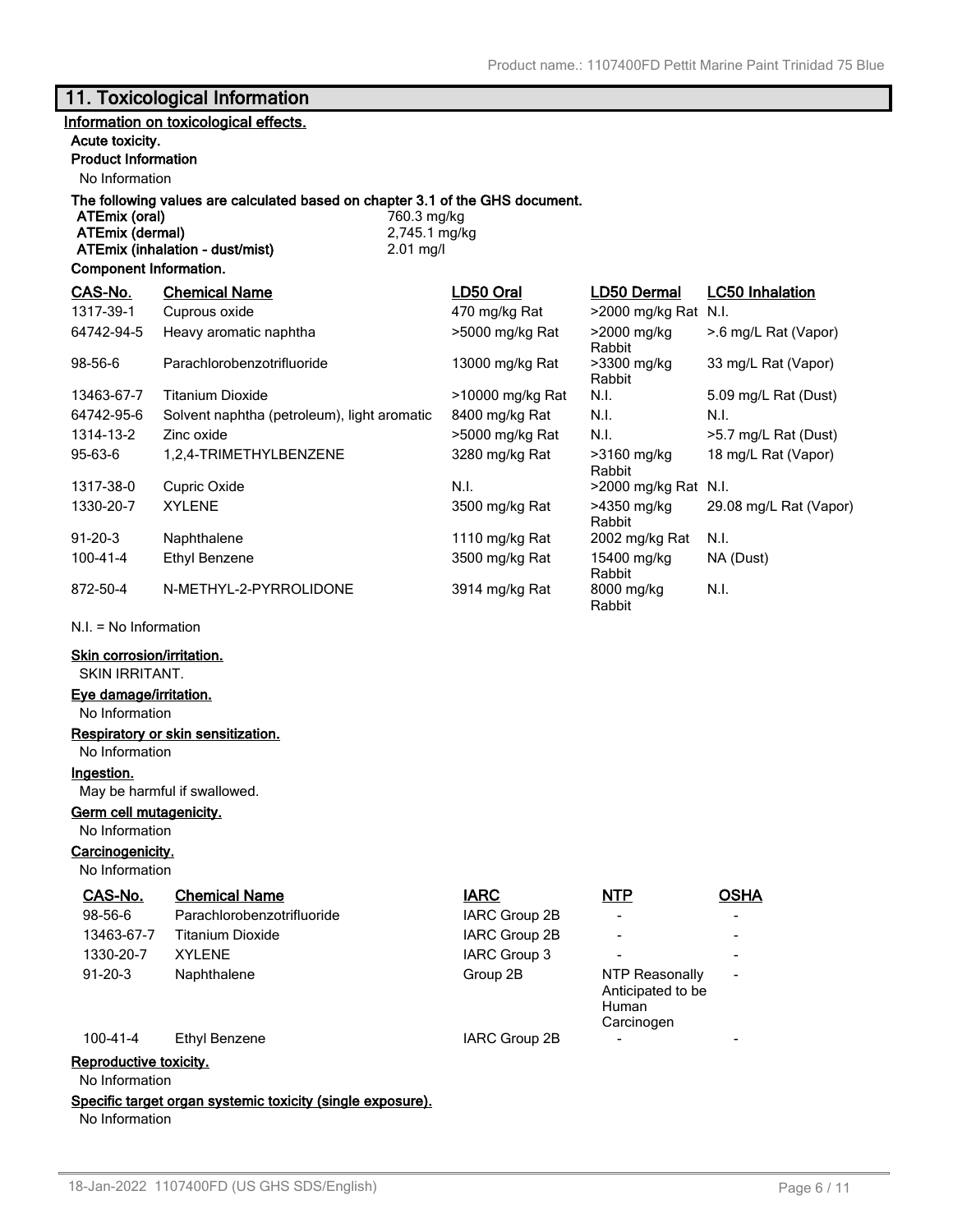## 11. Toxicological Information

**Information on toxicological effects.**

**Acute toxicity.**

**Product Information**

No Information

**The following values are calculated based on chapter 3.1 of the GHS document.**

| | |
|---|---|
| **ATEmix (oral)** | 760.3 mg/kg |
| **ATEmix (dermal)** | 2,745.1 mg/kg |
| **ATEmix (inhalation - dust/mist)** | 2.01 mg/l |

**Component Information.**

| CAS-No. | Chemical Name | LD50 Oral | LD50 Dermal | LC50 Inhalation |
|---|---|---|---|---|
| 1317-39-1 | Cuprous oxide | 470 mg/kg Rat | >2000 mg/kg Rat | N.I. |
| 64742-94-5 | Heavy aromatic naphtha | >5000 mg/kg Rat | >2000 mg/kg Rabbit | >.6 mg/L Rat (Vapor) |
| 98-56-6 | Parachlorobenzotrifluoride | 13000 mg/kg Rat | >3300 mg/kg Rabbit | 33 mg/L Rat (Vapor) |
| 13463-67-7 | Titanium Dioxide | >10000 mg/kg Rat | N.I. | 5.09 mg/L Rat (Dust) |
| 64742-95-6 | Solvent naphtha (petroleum), light aromatic | 8400 mg/kg Rat | N.I. | N.I. |
| 1314-13-2 | Zinc oxide | >5000 mg/kg Rat | N.I. | >5.7 mg/L Rat (Dust) |
| 95-63-6 | 1,2,4-TRIMETHYLBENZENE | 3280 mg/kg Rat | >3160 mg/kg Rabbit | 18 mg/L Rat (Vapor) |
| 1317-38-0 | Cupric Oxide | N.I. | >2000 mg/kg Rat | N.I. |
| 1330-20-7 | XYLENE | 3500 mg/kg Rat | >4350 mg/kg Rabbit | 29.08 mg/L Rat (Vapor) |
| 91-20-3 | Naphthalene | 1110 mg/kg Rat | 2002 mg/kg Rat | N.I. |
| 100-41-4 | Ethyl Benzene | 3500 mg/kg Rat | 15400 mg/kg Rabbit | NA (Dust) |
| 872-50-4 | N-METHYL-2-PYRROLIDONE | 3914 mg/kg Rat | 8000 mg/kg Rabbit | N.I. |

N.I. = No Information

**Skin corrosion/irritation.**

SKIN IRRITANT.

**Eye damage/irritation.**

No Information

**Respiratory or skin sensitization.**

No Information

**Ingestion.**

May be harmful if swallowed.

**Germ cell mutagenicity.**

No Information

**Carcinogenicity.**

No Information

| CAS-No. | Chemical Name | IARC | NTP | OSHA |
|---|---|---|---|---|
| 98-56-6 | Parachlorobenzotrifluoride | IARC Group 2B | - | - |
| 13463-67-7 | Titanium Dioxide | IARC Group 2B | - | - |
| 1330-20-7 | XYLENE | IARC Group 3 | - | - |
| 91-20-3 | Naphthalene | Group 2B | NTP Reasonally Anticipated to be Human Carcinogen | - |
| 100-41-4 | Ethyl Benzene | IARC Group 2B | - | - |

**Reproductive toxicity.**

No Information

**Specific target organ systemic toxicity (single exposure).**

No Information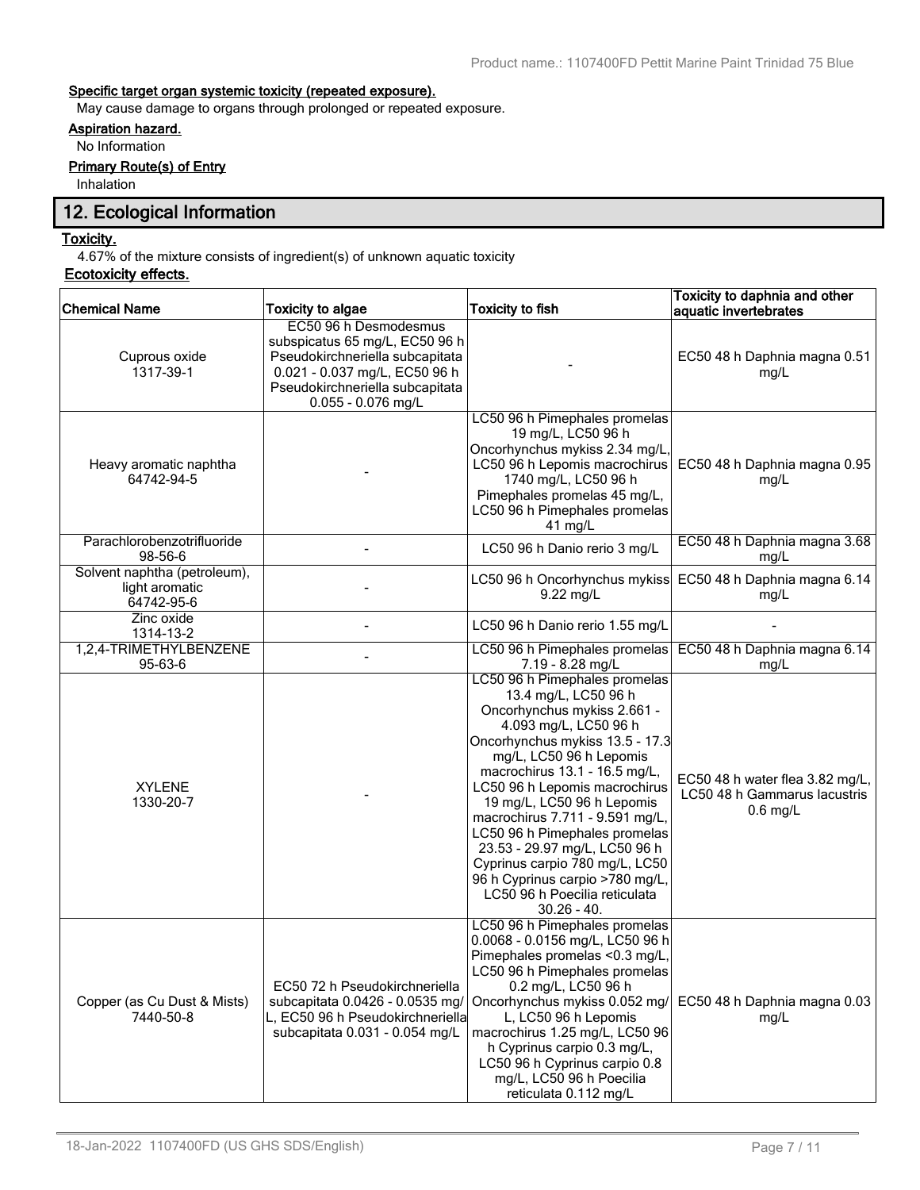#### Specific target organ systemic toxicity (repeated exposure).

May cause damage to organs through prolonged or repeated exposure.

#### Aspiration hazard.

No Information

#### Primary Route(s) of Entry

Inhalation

## 12. Ecological Information

#### Toxicity.

4.67% of the mixture consists of ingredient(s) of unknown aquatic toxicity

#### Ecotoxicity effects.

| Chemical Name | Toxicity to algae | Toxicity to fish | Toxicity to daphnia and other aquatic invertebrates |
|---|---|---|---|
| Cuprous oxide 1317-39-1 | EC50 96 h Desmodesmus subspicatus 65 mg/L, EC50 96 h Pseudokirchneriella subcapitata 0.021 - 0.037 mg/L, EC50 96 h Pseudokirchneriella subcapitata 0.055 - 0.076 mg/L | - | EC50 48 h Daphnia magna 0.51 mg/L |
| Heavy aromatic naphtha 64742-94-5 | - | LC50 96 h Pimephales promelas 19 mg/L, LC50 96 h Oncorhynchus mykiss 2.34 mg/L, LC50 96 h Lepomis macrochirus 1740 mg/L, LC50 96 h Pimephales promelas 45 mg/L, LC50 96 h Pimephales promelas 41 mg/L | EC50 48 h Daphnia magna 0.95 mg/L |
| Parachlorobenzotrifluoride 98-56-6 | - | LC50 96 h Danio rerio 3 mg/L | EC50 48 h Daphnia magna 3.68 mg/L |
| Solvent naphtha (petroleum), light aromatic 64742-95-6 | - | LC50 96 h Oncorhynchus mykiss 9.22 mg/L | EC50 48 h Daphnia magna 6.14 mg/L |
| Zinc oxide 1314-13-2 | - | LC50 96 h Danio rerio 1.55 mg/L | - |
| 1,2,4-TRIMETHYLBENZENE 95-63-6 | - | LC50 96 h Pimephales promelas 7.19 - 8.28 mg/L | EC50 48 h Daphnia magna 6.14 mg/L |
| XYLENE 1330-20-7 | - | LC50 96 h Pimephales promelas 13.4 mg/L, LC50 96 h Oncorhynchus mykiss 2.661 - 4.093 mg/L, LC50 96 h Oncorhynchus mykiss 13.5 - 17.3 mg/L, LC50 96 h Lepomis macrochirus 13.1 - 16.5 mg/L, LC50 96 h Lepomis macrochirus 19 mg/L, LC50 96 h Lepomis macrochirus 7.711 - 9.591 mg/L, LC50 96 h Pimephales promelas 23.53 - 29.97 mg/L, LC50 96 h Cyprinus carpio 780 mg/L, LC50 96 h Cyprinus carpio >780 mg/L, LC50 96 h Poecilia reticulata 30.26 - 40. | EC50 48 h water flea 3.82 mg/L, LC50 48 h Gammarus lacustris 0.6 mg/L |
| Copper (as Cu Dust & Mists) 7440-50-8 | EC50 72 h Pseudokirchneriella subcapitata 0.0426 - 0.0535 mg/L, EC50 96 h Pseudokirchneriella subcapitata 0.031 - 0.054 mg/L | LC50 96 h Pimephales promelas 0.0068 - 0.0156 mg/L, LC50 96 h Pimephales promelas <0.3 mg/L, LC50 96 h Pimephales promelas 0.2 mg/L, LC50 96 h Oncorhynchus mykiss 0.052 mg/L, LC50 96 h Lepomis macrochirus 1.25 mg/L, LC50 96 h Cyprinus carpio 0.3 mg/L, LC50 96 h Cyprinus carpio 0.8 mg/L, LC50 96 h Poecilia reticulata 0.112 mg/L | EC50 48 h Daphnia magna 0.03 mg/L |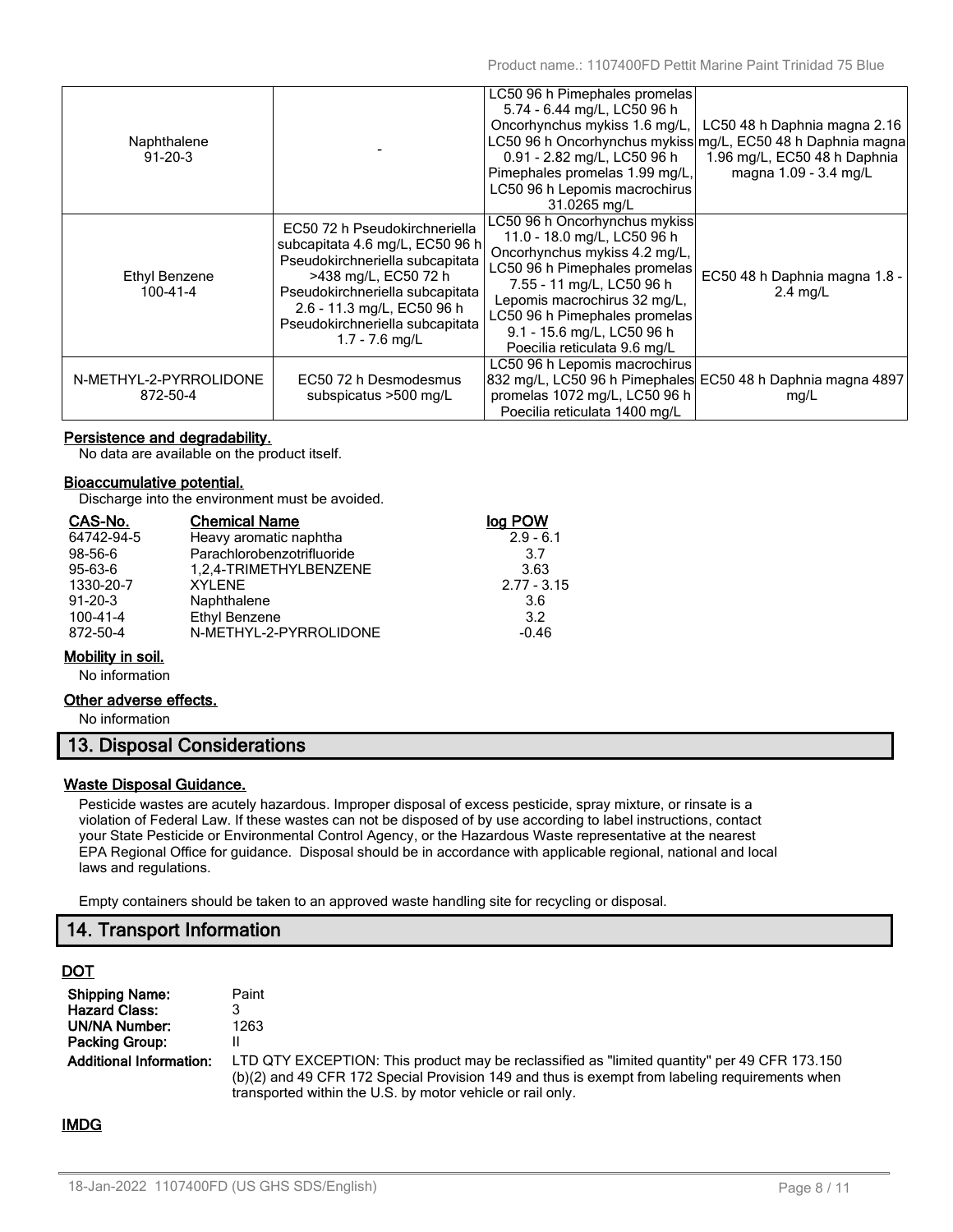| Naphthalene 91-20-3 | - | LC50 96 h Pimephales promelas 5.74 - 6.44 mg/L, LC50 96 h Oncorhynchus mykiss 1.6 mg/L, LC50 96 h Oncorhynchus mykiss 0.91 - 2.82 mg/L, LC50 96 h Pimephales promelas 1.99 mg/L, LC50 96 h Lepomis macrochirus 31.0265 mg/L | LC50 48 h Daphnia magna 2.16 mg/L, EC50 48 h Daphnia magna 1.96 mg/L, EC50 48 h Daphnia magna 1.09 - 3.4 mg/L |
|---|---|---|---|
| Ethyl Benzene 100-41-4 | EC50 72 h Pseudokirchneriella subcapitata 4.6 mg/L, EC50 96 h Pseudokirchneriella subcapitata >438 mg/L, EC50 72 h Pseudokirchneriella subcapitata 2.6 - 11.3 mg/L, EC50 96 h Pseudokirchneriella subcapitata 1.7 - 7.6 mg/L | LC50 96 h Oncorhynchus mykiss 11.0 - 18.0 mg/L, LC50 96 h Oncorhynchus mykiss 4.2 mg/L, LC50 96 h Pimephales promelas 7.55 - 11 mg/L, LC50 96 h Lepomis macrochirus 32 mg/L, LC50 96 h Pimephales promelas 9.1 - 15.6 mg/L, LC50 96 h Poecilia reticulata 9.6 mg/L | EC50 48 h Daphnia magna 1.8 - 2.4 mg/L |
| N-METHYL-2-PYRROLIDONE 872-50-4 | EC50 72 h Desmodesmus subspicatus >500 mg/L | LC50 96 h Lepomis macrochirus 832 mg/L, LC50 96 h Pimephales promelas 1072 mg/L, LC50 96 h Poecilia reticulata 1400 mg/L | EC50 48 h Daphnia magna 4897 mg/L |

**Persistence and degradability.**

No data are available on the product itself.

**Bioaccumulative potential.**

Discharge into the environment must be avoided.

| CAS-No. | Chemical Name | log POW |
|---|---|---|
| 64742-94-5 | Heavy aromatic naphtha | 2.9 - 6.1 |
| 98-56-6 | Parachlorobenzotrifluoride | 3.7 |
| 95-63-6 | 1,2,4-TRIMETHYLBENZENE | 3.63 |
| 1330-20-7 | XYLENE | 2.77 - 3.15 |
| 91-20-3 | Naphthalene | 3.6 |
| 100-41-4 | Ethyl Benzene | 3.2 |
| 872-50-4 | N-METHYL-2-PYRROLIDONE | -0.46 |

**Mobility in soil.**

No information

**Other adverse effects.**

No information

## 13. Disposal Considerations

**Waste Disposal Guidance.**

Pesticide wastes are acutely hazardous. Improper disposal of excess pesticide, spray mixture, or rinsate is a violation of Federal Law. If these wastes can not be disposed of by use according to label instructions, contact your State Pesticide or Environmental Control Agency, or the Hazardous Waste representative at the nearest EPA Regional Office for guidance. Disposal should be in accordance with applicable regional, national and local laws and regulations.

Empty containers should be taken to an approved waste handling site for recycling or disposal.

## 14. Transport Information

**DOT**

| | |
|---|---|
| **Shipping Name:** | Paint |
| **Hazard Class:** | 3 |
| **UN/NA Number:** | 1263 |
| **Packing Group:** | II |
| **Additional Information:** | LTD QTY EXCEPTION: This product may be reclassified as "limited quantity" per 49 CFR 173.150 (b)(2) and 49 CFR 172 Special Provision 149 and thus is exempt from labeling requirements when transported within the U.S. by motor vehicle or rail only. |

**IMDG**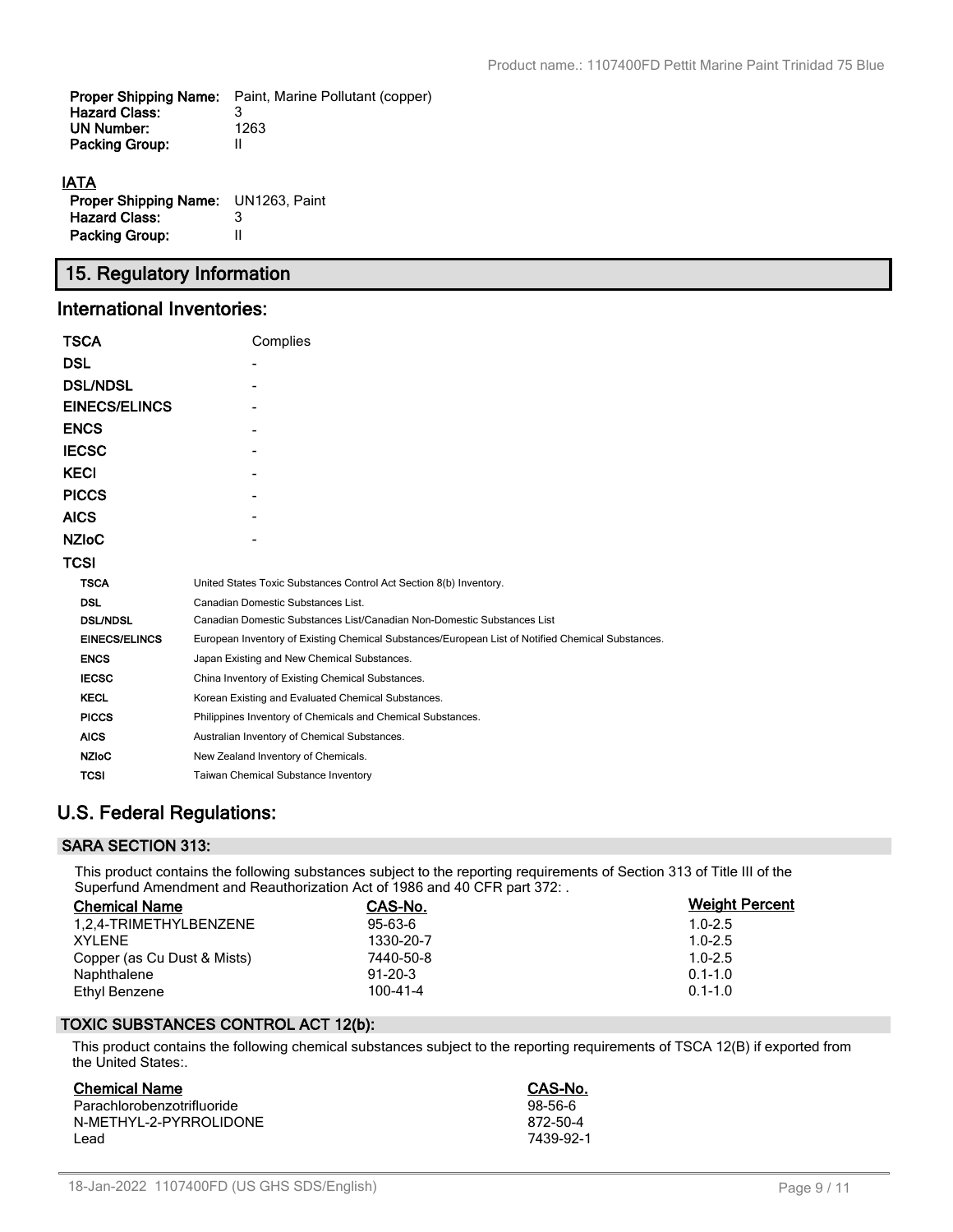| | |
|---|---|
| **Proper Shipping Name:** | Paint, Marine Pollutant (copper) |
| **Hazard Class:** | 3 |
| **UN Number:** | 1263 |
| **Packing Group:** | II |

**IATA**

| | |
|---|---|
| **Proper Shipping Name:** | UN1263, Paint |
| **Hazard Class:** | 3 |
| **Packing Group:** | II |

## 15. Regulatory Information

### International Inventories:

| | |
|---|---|
| **TSCA** | Complies |
| **DSL** | - |
| **DSL/NDSL** | - |
| **EINECS/ELINCS** | - |
| **ENCS** | - |
| **IECSC** | - |
| **KECI** | - |
| **PICCS** | - |
| **AICS** | - |
| **NZIoC** | - |
| **TCSI** | |

| | |
|---|---|
| **TSCA** | United States Toxic Substances Control Act Section 8(b) Inventory. |
| **DSL** | Canadian Domestic Substances List. |
| **DSL/NDSL** | Canadian Domestic Substances List/Canadian Non-Domestic Substances List |
| **EINECS/ELINCS** | European Inventory of Existing Chemical Substances/European List of Notified Chemical Substances. |
| **ENCS** | Japan Existing and New Chemical Substances. |
| **IECSC** | China Inventory of Existing Chemical Substances. |
| **KECL** | Korean Existing and Evaluated Chemical Substances. |
| **PICCS** | Philippines Inventory of Chemicals and Chemical Substances. |
| **AICS** | Australian Inventory of Chemical Substances. |
| **NZIoC** | New Zealand Inventory of Chemicals. |
| **TCSI** | Taiwan Chemical Substance Inventory |

### U.S. Federal Regulations:

#### SARA SECTION 313:

This product contains the following substances subject to the reporting requirements of Section 313 of Title III of the Superfund Amendment and Reauthorization Act of 1986 and 40 CFR part 372: .

| Chemical Name | CAS-No. | Weight Percent |
|---|---|---|
| 1,2,4-TRIMETHYLBENZENE | 95-63-6 | 1.0-2.5 |
| XYLENE | 1330-20-7 | 1.0-2.5 |
| Copper (as Cu Dust & Mists) | 7440-50-8 | 1.0-2.5 |
| Naphthalene | 91-20-3 | 0.1-1.0 |
| Ethyl Benzene | 100-41-4 | 0.1-1.0 |

#### TOXIC SUBSTANCES CONTROL ACT 12(b):

This product contains the following chemical substances subject to the reporting requirements of TSCA 12(B) if exported from the United States:.

| Chemical Name | CAS-No. |
|---|---|
| Parachlorobenzotrifluoride | 98-56-6 |
| N-METHYL-2-PYRROLIDONE | 872-50-4 |
| Lead | 7439-92-1 |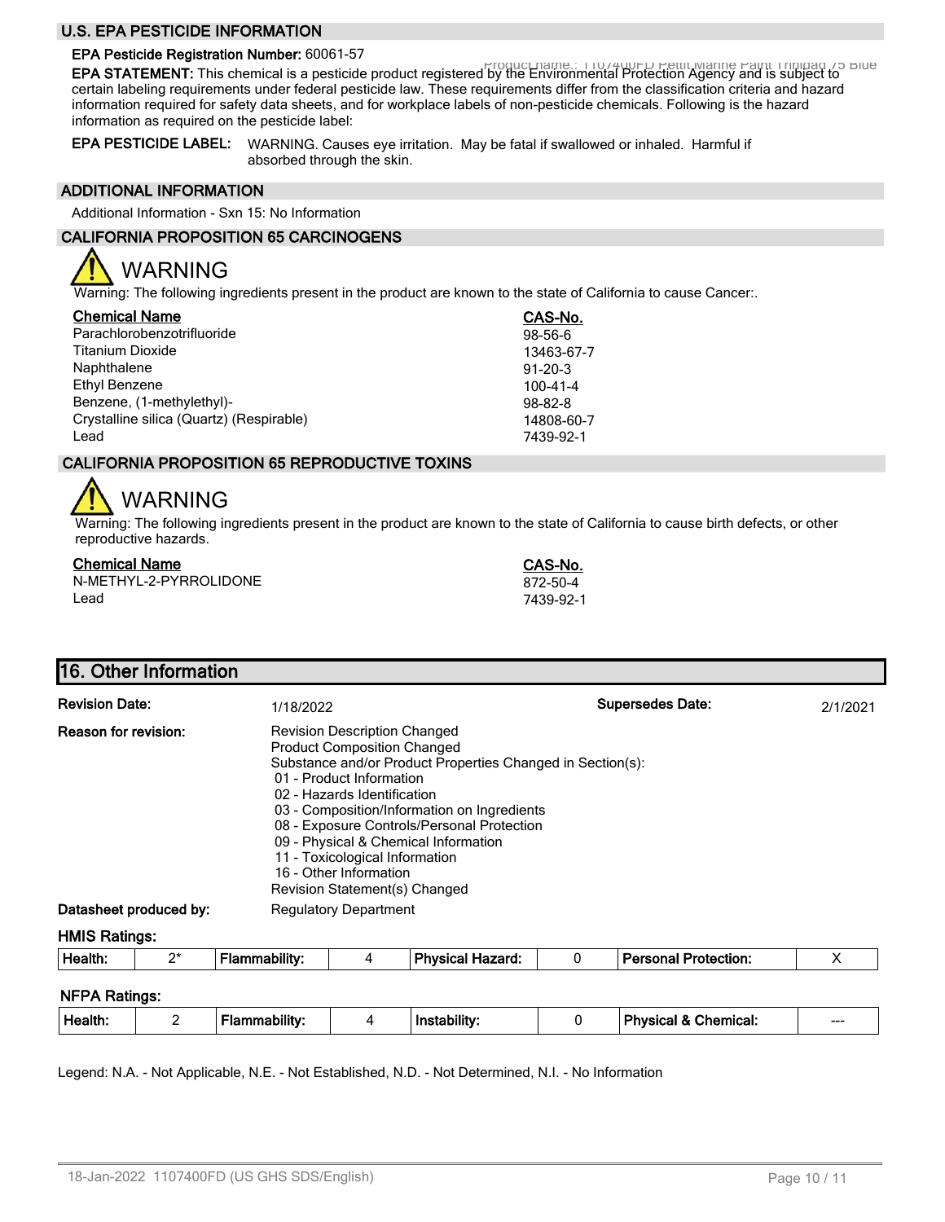## U.S. EPA PESTICIDE INFORMATION

**EPA Pesticide Registration Number:** 60061-57

**EPA STATEMENT:** This chemical is a pesticide product registered by the Environmental Protection Agency and is subject to certain labeling requirements under federal pesticide law. These requirements differ from the classification criteria and hazard information required for safety data sheets, and for workplace labels of non-pesticide chemicals. Following is the hazard information as required on the pesticide label:

**EPA PESTICIDE LABEL:** WARNING. Causes eye irritation. May be fatal if swallowed or inhaled. Harmful if absorbed through the skin.

## ADDITIONAL INFORMATION

Additional Information - Sxn 15: No Information

## CALIFORNIA PROPOSITION 65 CARCINOGENS

WARNING

Warning: The following ingredients present in the product are known to the state of California to cause Cancer:.

| Chemical Name | CAS-No. |
|---|---|
| Parachlorobenzotrifluoride | 98-56-6 |
| Titanium Dioxide | 13463-67-7 |
| Naphthalene | 91-20-3 |
| Ethyl Benzene | 100-41-4 |
| Benzene, (1-methylethyl)- | 98-82-8 |
| Crystalline silica (Quartz) (Respirable) | 14808-60-7 |
| Lead | 7439-92-1 |

## CALIFORNIA PROPOSITION 65 REPRODUCTIVE TOXINS

WARNING

Warning: The following ingredients present in the product are known to the state of California to cause birth defects, or other reproductive hazards.

| Chemical Name | CAS-No. |
|---|---|
| N-METHYL-2-PYRROLIDONE | 872-50-4 |
| Lead | 7439-92-1 |

# 16. Other Information

**Revision Date:** 1/18/2022 **Supersedes Date:** 2/1/2021

**Reason for revision:**
Revision Description Changed
Product Composition Changed
Substance and/or Product Properties Changed in Section(s):
- 01 - Product Information
- 02 - Hazards Identification
- 03 - Composition/Information on Ingredients
- 08 - Exposure Controls/Personal Protection
- 09 - Physical & Chemical Information
- 11 - Toxicological Information
- 16 - Other Information

Revision Statement(s) Changed

**Datasheet produced by:** Regulatory Department

**HMIS Ratings:**

| Health: | 2* | Flammability: | 4 | Physical Hazard: | 0 | Personal Protection: | X |
|---|---|---|---|---|---|---|---|

**NFPA Ratings:**

| Health: | 2 | Flammability: | 4 | Instability: | 0 | Physical & Chemical: | --- |
|---|---|---|---|---|---|---|---|

Legend: N.A. - Not Applicable, N.E. - Not Established, N.D. - Not Determined, N.I. - No Information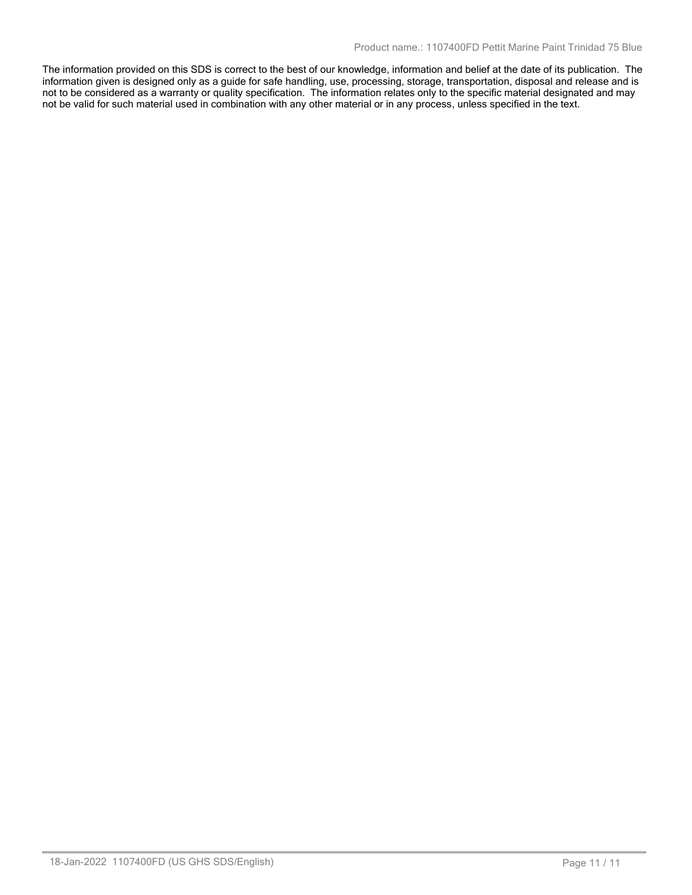The information provided on this SDS is correct to the best of our knowledge, information and belief at the date of its publication. The information given is designed only as a guide for safe handling, use, processing, storage, transportation, disposal and release and is not to be considered as a warranty or quality specification. The information relates only to the specific material designated and may not be valid for such material used in combination with any other material or in any process, unless specified in the text.